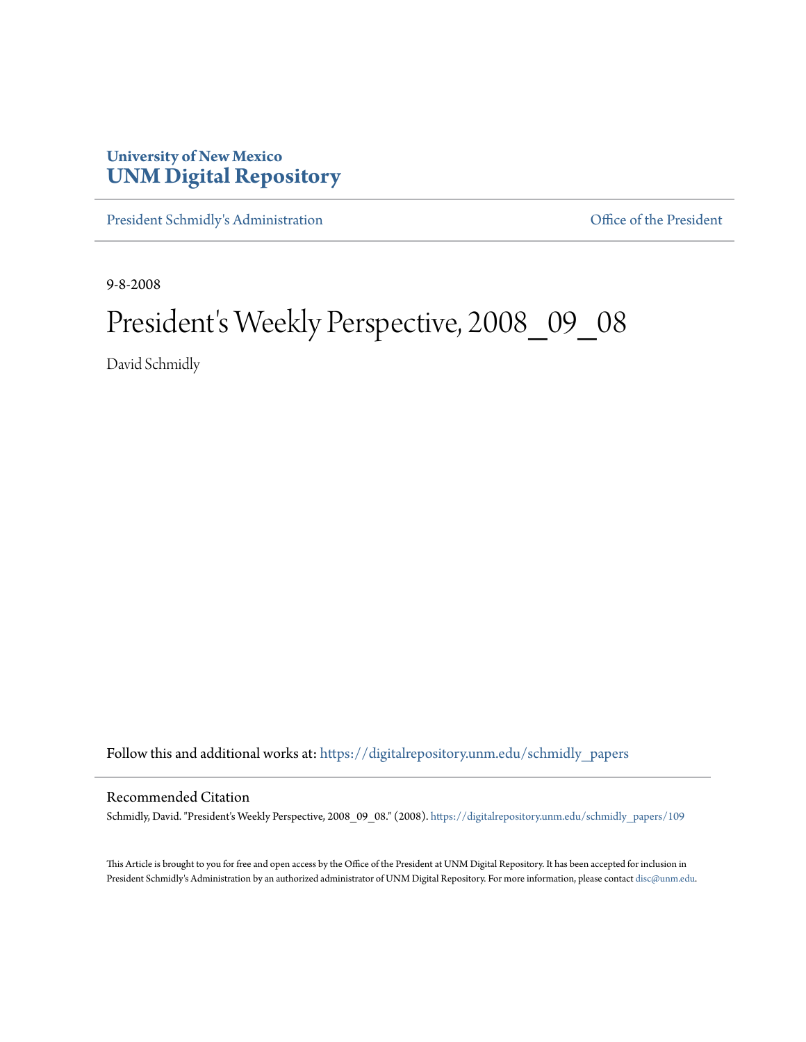University of New Mexico
**UNM Digital Repository**

President Schmidly's Administration | Office of the President

9-8-2008

# President's Weekly Perspective, 2008_09_08

David Schmidly

Follow this and additional works at: https://digitalrepository.unm.edu/schmidly_papers

## Recommended Citation

Schmidly, David. "President's Weekly Perspective, 2008_09_08." (2008). https://digitalrepository.unm.edu/schmidly_papers/109

This Article is brought to you for free and open access by the Office of the President at UNM Digital Repository. It has been accepted for inclusion in President Schmidly's Administration by an authorized administrator of UNM Digital Repository. For more information, please contact disc@unm.edu.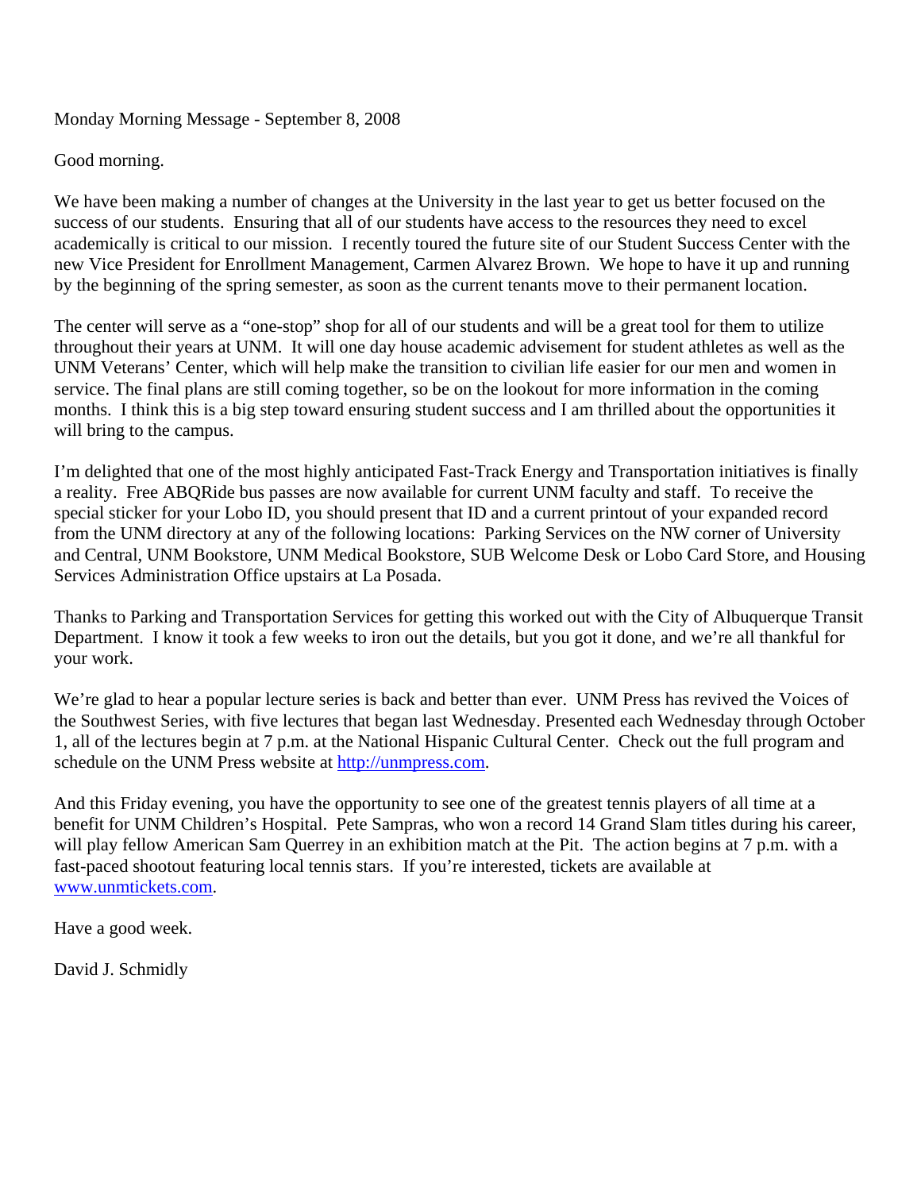Monday Morning Message - September 8, 2008

Good morning.

We have been making a number of changes at the University in the last year to get us better focused on the success of our students. Ensuring that all of our students have access to the resources they need to excel academically is critical to our mission. I recently toured the future site of our Student Success Center with the new Vice President for Enrollment Management, Carmen Alvarez Brown. We hope to have it up and running by the beginning of the spring semester, as soon as the current tenants move to their permanent location.

The center will serve as a "one-stop" shop for all of our students and will be a great tool for them to utilize throughout their years at UNM. It will one day house academic advisement for student athletes as well as the UNM Veterans' Center, which will help make the transition to civilian life easier for our men and women in service. The final plans are still coming together, so be on the lookout for more information in the coming months. I think this is a big step toward ensuring student success and I am thrilled about the opportunities it will bring to the campus.

I'm delighted that one of the most highly anticipated Fast-Track Energy and Transportation initiatives is finally a reality. Free ABQRide bus passes are now available for current UNM faculty and staff. To receive the special sticker for your Lobo ID, you should present that ID and a current printout of your expanded record from the UNM directory at any of the following locations: Parking Services on the NW corner of University and Central, UNM Bookstore, UNM Medical Bookstore, SUB Welcome Desk or Lobo Card Store, and Housing Services Administration Office upstairs at La Posada.

Thanks to Parking and Transportation Services for getting this worked out with the City of Albuquerque Transit Department. I know it took a few weeks to iron out the details, but you got it done, and we're all thankful for your work.

We're glad to hear a popular lecture series is back and better than ever. UNM Press has revived the Voices of the Southwest Series, with five lectures that began last Wednesday. Presented each Wednesday through October 1, all of the lectures begin at 7 p.m. at the National Hispanic Cultural Center. Check out the full program and schedule on the UNM Press website at [http://unmpress.com](http://unmpress.com).

And this Friday evening, you have the opportunity to see one of the greatest tennis players of all time at a benefit for UNM Children's Hospital. Pete Sampras, who won a record 14 Grand Slam titles during his career, will play fellow American Sam Querrey in an exhibition match at the Pit. The action begins at 7 p.m. with a fast-paced shootout featuring local tennis stars. If you're interested, tickets are available at [www.unmtickets.com](http://www.unmtickets.com).

Have a good week.

David J. Schmidly